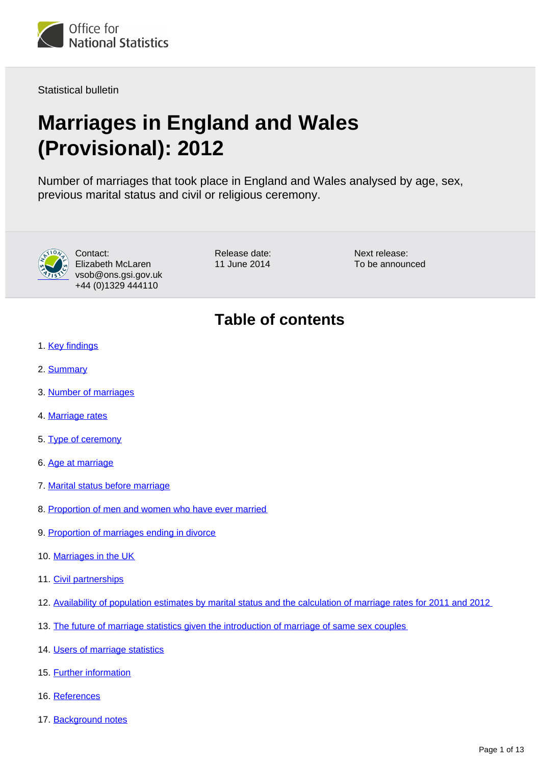Office for National Statistics

Statistical bulletin

# Marriages in England and Wales (Provisional): 2012

Number of marriages that took place in England and Wales analysed by age, sex, previous marital status and civil or religious ceremony.

Contact:
Elizabeth McLaren
vsob@ons.gsi.gov.uk
+44 (0)1329 444110

Release date:
11 June 2014

Next release:
To be announced

## Table of contents

1. Key findings
2. Summary
3. Number of marriages
4. Marriage rates
5. Type of ceremony
6. Age at marriage
7. Marital status before marriage
8. Proportion of men and women who have ever married
9. Proportion of marriages ending in divorce
10. Marriages in the UK
11. Civil partnerships
12. Availability of population estimates by marital status and the calculation of marriage rates for 2011 and 2012
13. The future of marriage statistics given the introduction of marriage of same sex couples
14. Users of marriage statistics
15. Further information
16. References
17. Background notes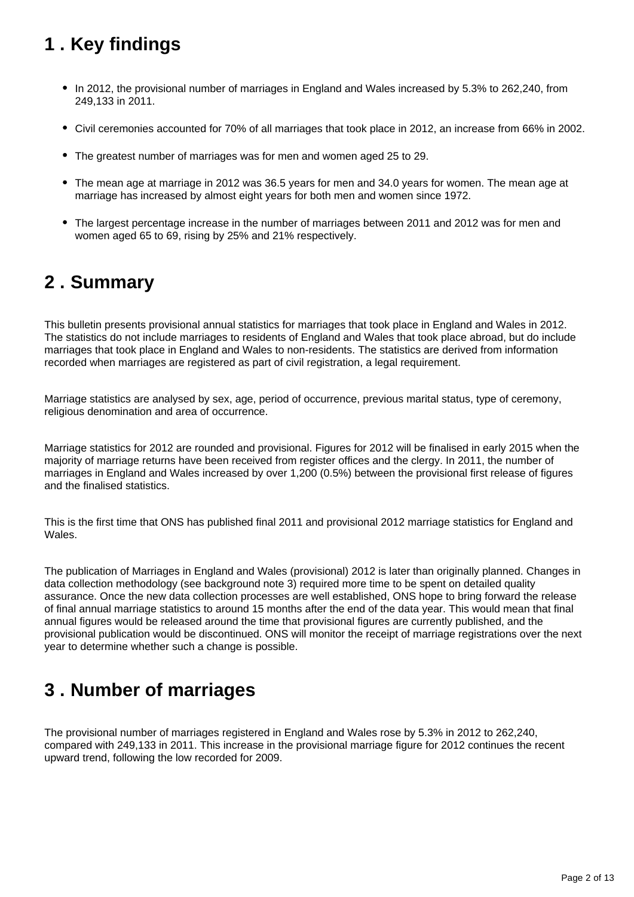## 1 . Key findings

- In 2012, the provisional number of marriages in England and Wales increased by 5.3% to 262,240, from 249,133 in 2011.
- Civil ceremonies accounted for 70% of all marriages that took place in 2012, an increase from 66% in 2002.
- The greatest number of marriages was for men and women aged 25 to 29.
- The mean age at marriage in 2012 was 36.5 years for men and 34.0 years for women. The mean age at marriage has increased by almost eight years for both men and women since 1972.
- The largest percentage increase in the number of marriages between 2011 and 2012 was for men and women aged 65 to 69, rising by 25% and 21% respectively.

## 2 . Summary

This bulletin presents provisional annual statistics for marriages that took place in England and Wales in 2012. The statistics do not include marriages to residents of England and Wales that took place abroad, but do include marriages that took place in England and Wales to non-residents. The statistics are derived from information recorded when marriages are registered as part of civil registration, a legal requirement.

Marriage statistics are analysed by sex, age, period of occurrence, previous marital status, type of ceremony, religious denomination and area of occurrence.

Marriage statistics for 2012 are rounded and provisional. Figures for 2012 will be finalised in early 2015 when the majority of marriage returns have been received from register offices and the clergy. In 2011, the number of marriages in England and Wales increased by over 1,200 (0.5%) between the provisional first release of figures and the finalised statistics.

This is the first time that ONS has published final 2011 and provisional 2012 marriage statistics for England and Wales.

The publication of Marriages in England and Wales (provisional) 2012 is later than originally planned. Changes in data collection methodology (see background note 3) required more time to be spent on detailed quality assurance. Once the new data collection processes are well established, ONS hope to bring forward the release of final annual marriage statistics to around 15 months after the end of the data year. This would mean that final annual figures would be released around the time that provisional figures are currently published, and the provisional publication would be discontinued. ONS will monitor the receipt of marriage registrations over the next year to determine whether such a change is possible.

## 3 . Number of marriages

The provisional number of marriages registered in England and Wales rose by 5.3% in 2012 to 262,240, compared with 249,133 in 2011. This increase in the provisional marriage figure for 2012 continues the recent upward trend, following the low recorded for 2009.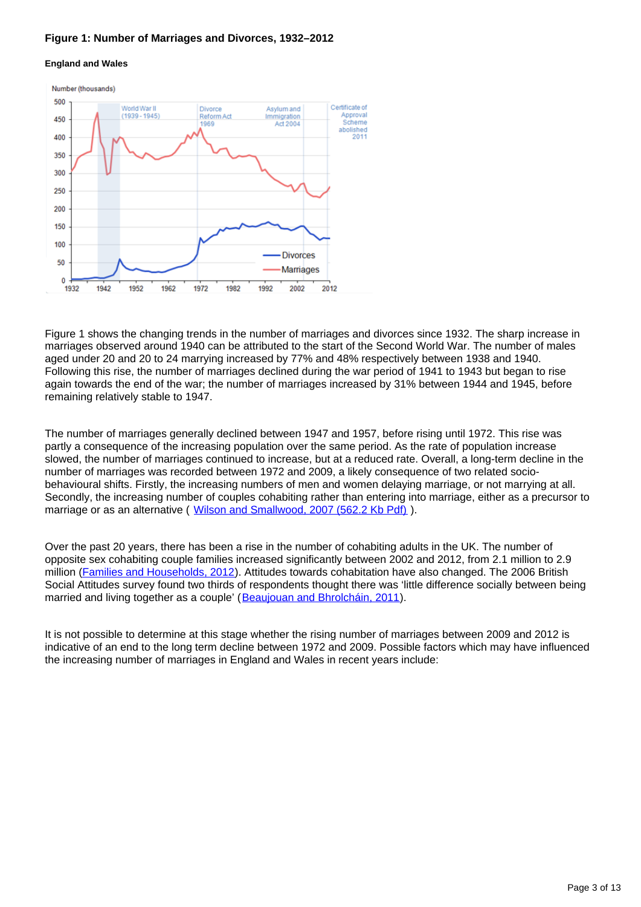**Figure 1: Number of Marriages and Divorces, 1932–2012**

**England and Wales**

Figure 1 shows the changing trends in the number of marriages and divorces since 1932. The sharp increase in marriages observed around 1940 can be attributed to the start of the Second World War. The number of males aged under 20 and 20 to 24 marrying increased by 77% and 48% respectively between 1938 and 1940. Following this rise, the number of marriages declined during the war period of 1941 to 1943 but began to rise again towards the end of the war; the number of marriages increased by 31% between 1944 and 1945, before remaining relatively stable to 1947.

The number of marriages generally declined between 1947 and 1957, before rising until 1972. This rise was partly a consequence of the increasing population over the same period. As the rate of population increase slowed, the number of marriages continued to increase, but at a reduced rate. Overall, a long-term decline in the number of marriages was recorded between 1972 and 2009, a likely consequence of two related socio-behavioural shifts. Firstly, the increasing numbers of men and women delaying marriage, or not marrying at all. Secondly, the increasing number of couples cohabiting rather than entering into marriage, either as a precursor to marriage or as an alternative ( Wilson and Smallwood, 2007 (562.2 Kb Pdf) ).

Over the past 20 years, there has been a rise in the number of cohabiting adults in the UK. The number of opposite sex cohabiting couple families increased significantly between 2002 and 2012, from 2.1 million to 2.9 million (Families and Households, 2012). Attitudes towards cohabitation have also changed. The 2006 British Social Attitudes survey found two thirds of respondents thought there was 'little difference socially between being married and living together as a couple' (Beaujouan and Bhrolcháin, 2011).

It is not possible to determine at this stage whether the rising number of marriages between 2009 and 2012 is indicative of an end to the long term decline between 1972 and 2009. Possible factors which may have influenced the increasing number of marriages in England and Wales in recent years include: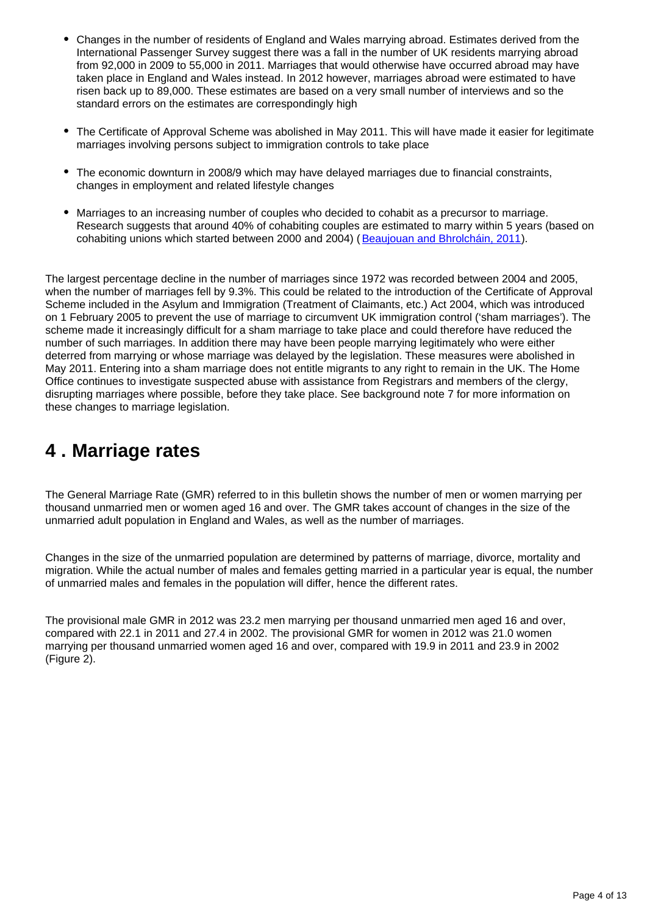- Changes in the number of residents of England and Wales marrying abroad. Estimates derived from the International Passenger Survey suggest there was a fall in the number of UK residents marrying abroad from 92,000 in 2009 to 55,000 in 2011. Marriages that would otherwise have occurred abroad may have taken place in England and Wales instead. In 2012 however, marriages abroad were estimated to have risen back up to 89,000. These estimates are based on a very small number of interviews and so the standard errors on the estimates are correspondingly high

- The Certificate of Approval Scheme was abolished in May 2011. This will have made it easier for legitimate marriages involving persons subject to immigration controls to take place

- The economic downturn in 2008/9 which may have delayed marriages due to financial constraints, changes in employment and related lifestyle changes

- Marriages to an increasing number of couples who decided to cohabit as a precursor to marriage. Research suggests that around 40% of cohabiting couples are estimated to marry within 5 years (based on cohabiting unions which started between 2000 and 2004) ( Beaujouan and Bhrolcháin, 2011).

The largest percentage decline in the number of marriages since 1972 was recorded between 2004 and 2005, when the number of marriages fell by 9.3%. This could be related to the introduction of the Certificate of Approval Scheme included in the Asylum and Immigration (Treatment of Claimants, etc.) Act 2004, which was introduced on 1 February 2005 to prevent the use of marriage to circumvent UK immigration control ('sham marriages'). The scheme made it increasingly difficult for a sham marriage to take place and could therefore have reduced the number of such marriages. In addition there may have been people marrying legitimately who were either deterred from marrying or whose marriage was delayed by the legislation. These measures were abolished in May 2011. Entering into a sham marriage does not entitle migrants to any right to remain in the UK. The Home Office continues to investigate suspected abuse with assistance from Registrars and members of the clergy, disrupting marriages where possible, before they take place. See background note 7 for more information on these changes to marriage legislation.

# 4 . Marriage rates

The General Marriage Rate (GMR) referred to in this bulletin shows the number of men or women marrying per thousand unmarried men or women aged 16 and over. The GMR takes account of changes in the size of the unmarried adult population in England and Wales, as well as the number of marriages.

Changes in the size of the unmarried population are determined by patterns of marriage, divorce, mortality and migration. While the actual number of males and females getting married in a particular year is equal, the number of unmarried males and females in the population will differ, hence the different rates.

The provisional male GMR in 2012 was 23.2 men marrying per thousand unmarried men aged 16 and over, compared with 22.1 in 2011 and 27.4 in 2002. The provisional GMR for women in 2012 was 21.0 women marrying per thousand unmarried women aged 16 and over, compared with 19.9 in 2011 and 23.9 in 2002 (Figure 2).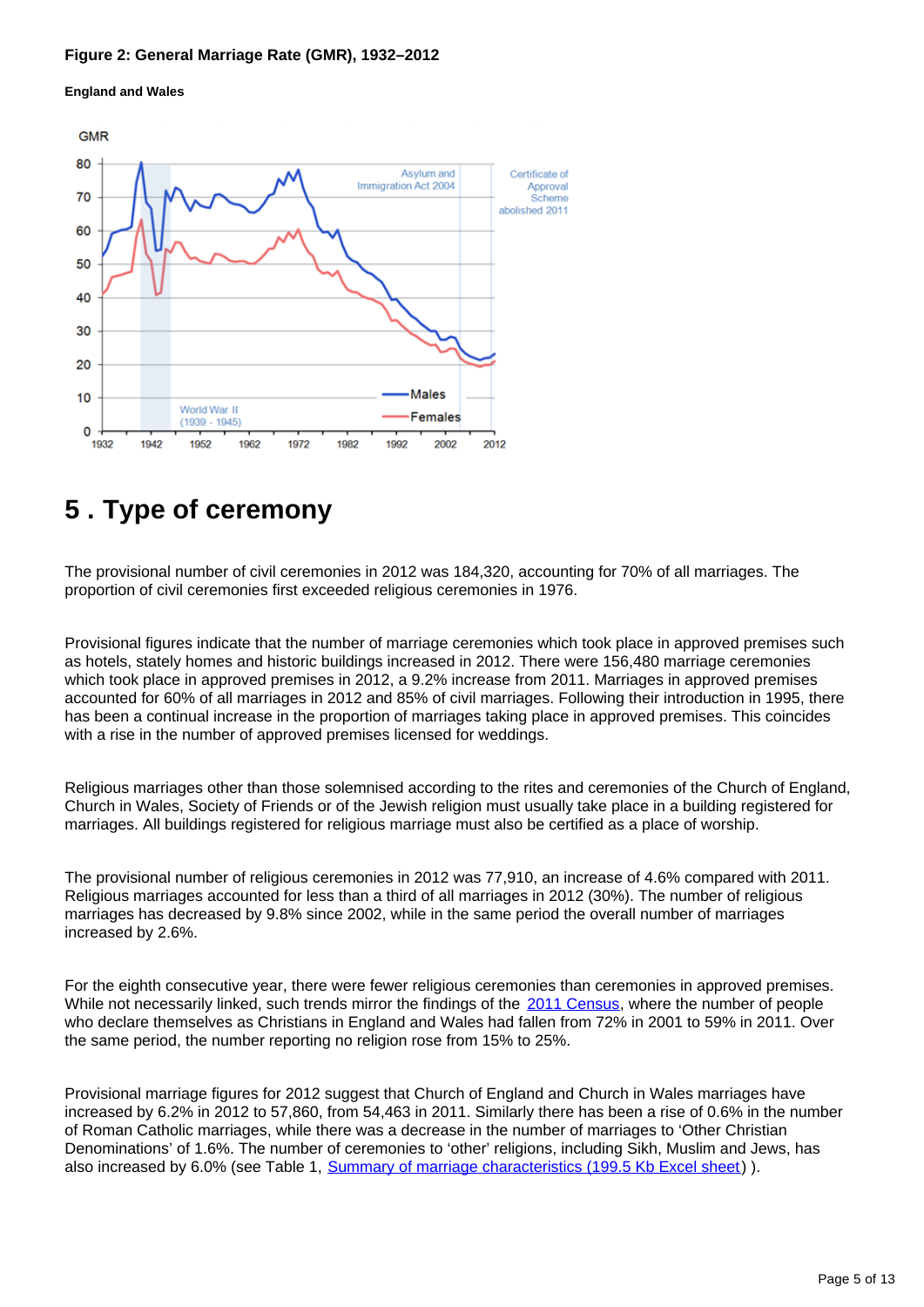**Figure 2: General Marriage Rate (GMR), 1932–2012**

**England and Wales**

# 5 . Type of ceremony

The provisional number of civil ceremonies in 2012 was 184,320, accounting for 70% of all marriages. The proportion of civil ceremonies first exceeded religious ceremonies in 1976.

Provisional figures indicate that the number of marriage ceremonies which took place in approved premises such as hotels, stately homes and historic buildings increased in 2012. There were 156,480 marriage ceremonies which took place in approved premises in 2012, a 9.2% increase from 2011. Marriages in approved premises accounted for 60% of all marriages in 2012 and 85% of civil marriages. Following their introduction in 1995, there has been a continual increase in the proportion of marriages taking place in approved premises. This coincides with a rise in the number of approved premises licensed for weddings.

Religious marriages other than those solemnised according to the rites and ceremonies of the Church of England, Church in Wales, Society of Friends or of the Jewish religion must usually take place in a building registered for marriages. All buildings registered for religious marriage must also be certified as a place of worship.

The provisional number of religious ceremonies in 2012 was 77,910, an increase of 4.6% compared with 2011. Religious marriages accounted for less than a third of all marriages in 2012 (30%). The number of religious marriages has decreased by 9.8% since 2002, while in the same period the overall number of marriages increased by 2.6%.

For the eighth consecutive year, there were fewer religious ceremonies than ceremonies in approved premises. While not necessarily linked, such trends mirror the findings of the 2011 Census, where the number of people who declare themselves as Christians in England and Wales had fallen from 72% in 2001 to 59% in 2011. Over the same period, the number reporting no religion rose from 15% to 25%.

Provisional marriage figures for 2012 suggest that Church of England and Church in Wales marriages have increased by 6.2% in 2012 to 57,860, from 54,463 in 2011. Similarly there has been a rise of 0.6% in the number of Roman Catholic marriages, while there was a decrease in the number of marriages to 'Other Christian Denominations' of 1.6%. The number of ceremonies to 'other' religions, including Sikh, Muslim and Jews, has also increased by 6.0% (see Table 1, Summary of marriage characteristics (199.5 Kb Excel sheet) ).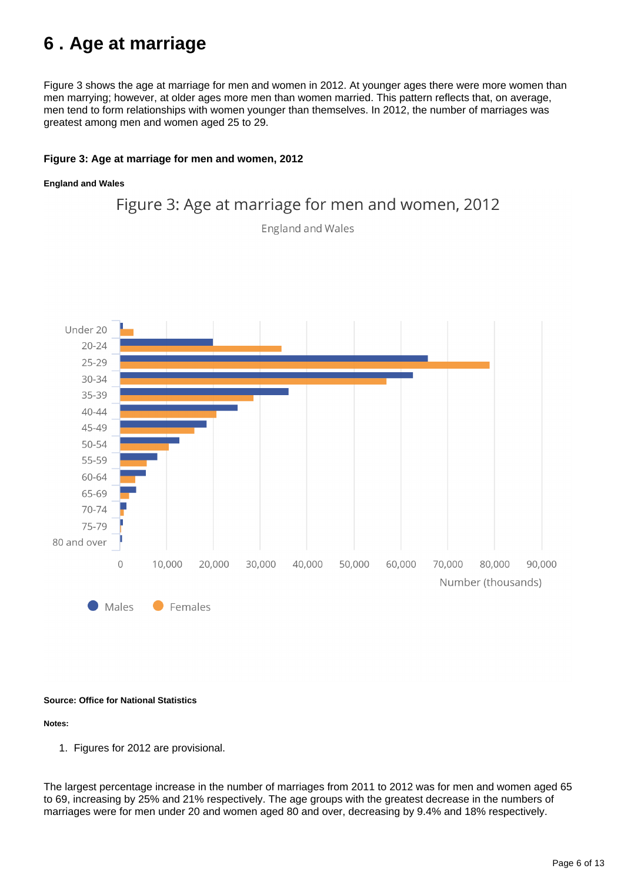# 6 . Age at marriage

Figure 3 shows the age at marriage for men and women in 2012. At younger ages there were more women than men marrying; however, at older ages more men than women married. This pattern reflects that, on average, men tend to form relationships with women younger than themselves. In 2012, the number of marriages was greatest among men and women aged 25 to 29.

**Figure 3: Age at marriage for men and women, 2012**

**England and Wales**

**Source: Office for National Statistics**

**Notes:**

1. Figures for 2012 are provisional.

The largest percentage increase in the number of marriages from 2011 to 2012 was for men and women aged 65 to 69, increasing by 25% and 21% respectively. The age groups with the greatest decrease in the numbers of marriages were for men under 20 and women aged 80 and over, decreasing by 9.4% and 18% respectively.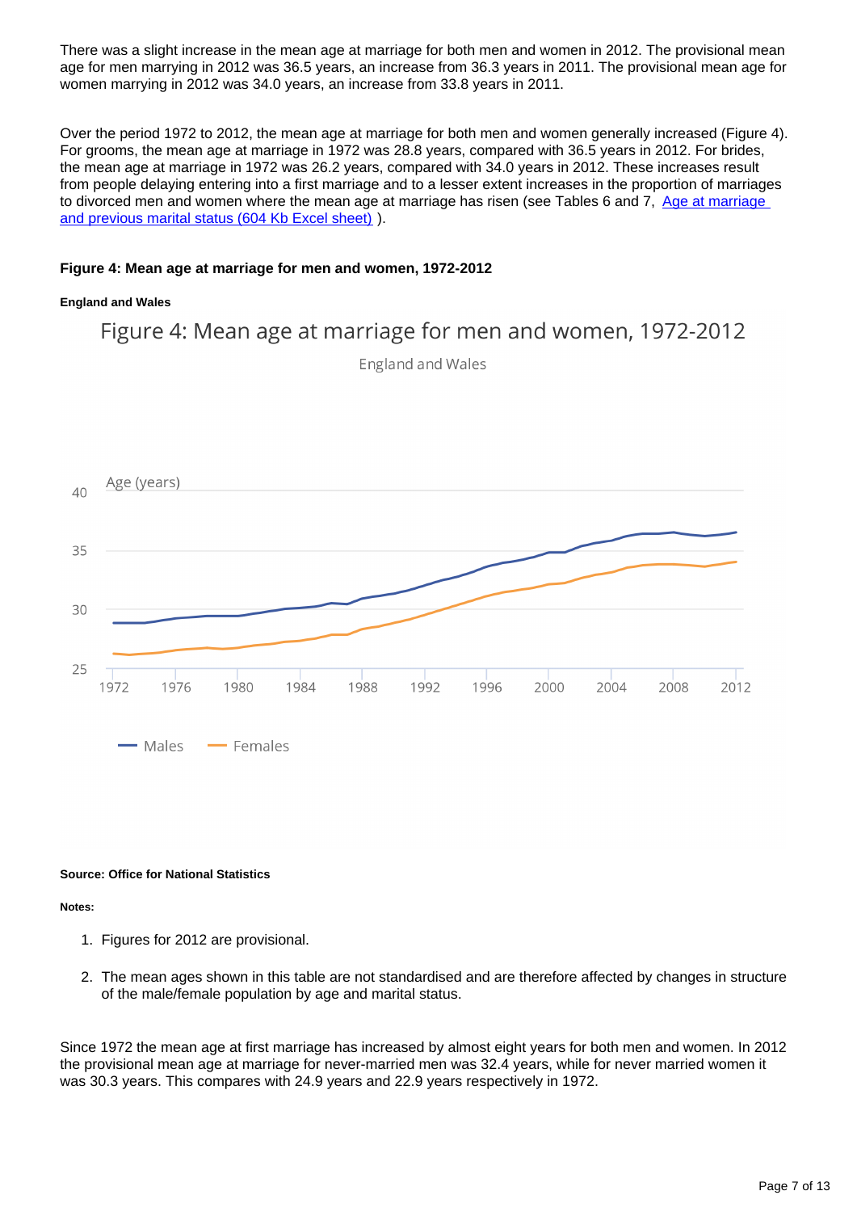There was a slight increase in the mean age at marriage for both men and women in 2012. The provisional mean age for men marrying in 2012 was 36.5 years, an increase from 36.3 years in 2011. The provisional mean age for women marrying in 2012 was 34.0 years, an increase from 33.8 years in 2011.

Over the period 1972 to 2012, the mean age at marriage for both men and women generally increased (Figure 4). For grooms, the mean age at marriage in 1972 was 28.8 years, compared with 36.5 years in 2012. For brides, the mean age at marriage in 1972 was 26.2 years, compared with 34.0 years in 2012. These increases result from people delaying entering into a first marriage and to a lesser extent increases in the proportion of marriages to divorced men and women where the mean age at marriage has risen (see Tables 6 and 7, [Age at marriage and previous marital status (604 Kb Excel sheet)](#) ).

#### Figure 4: Mean age at marriage for men and women, 1972-2012

##### England and Wales

**Source: Office for National Statistics**

**Notes:**

1. Figures for 2012 are provisional.
2. The mean ages shown in this table are not standardised and are therefore affected by changes in structure of the male/female population by age and marital status.

Since 1972 the mean age at first marriage has increased by almost eight years for both men and women. In 2012 the provisional mean age at marriage for never-married men was 32.4 years, while for never married women it was 30.3 years. This compares with 24.9 years and 22.9 years respectively in 1972.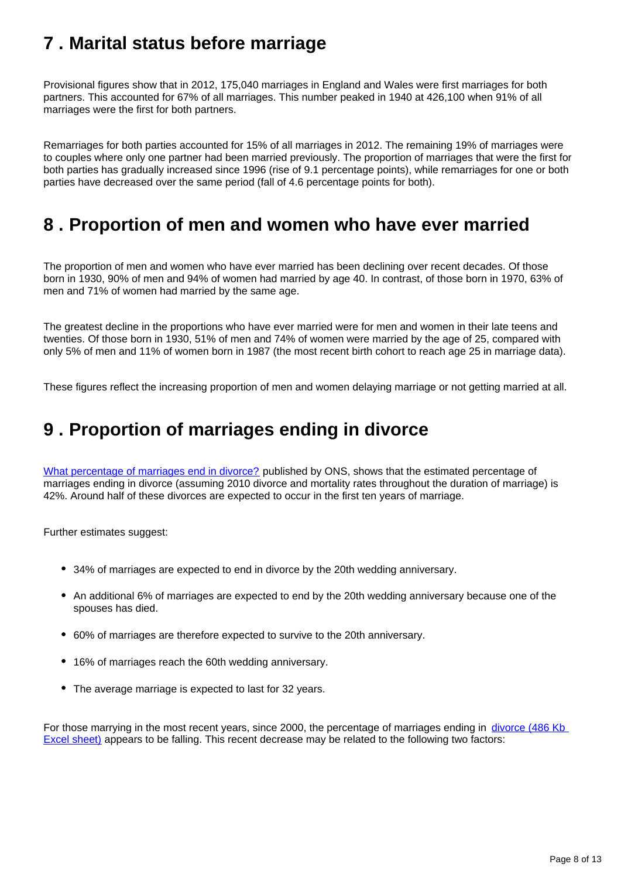## 7 . Marital status before marriage

Provisional figures show that in 2012, 175,040 marriages in England and Wales were first marriages for both partners. This accounted for 67% of all marriages. This number peaked in 1940 at 426,100 when 91% of all marriages were the first for both partners.

Remarriages for both parties accounted for 15% of all marriages in 2012. The remaining 19% of marriages were to couples where only one partner had been married previously. The proportion of marriages that were the first for both parties has gradually increased since 1996 (rise of 9.1 percentage points), while remarriages for one or both parties have decreased over the same period (fall of 4.6 percentage points for both).

## 8 . Proportion of men and women who have ever married

The proportion of men and women who have ever married has been declining over recent decades. Of those born in 1930, 90% of men and 94% of women had married by age 40. In contrast, of those born in 1970, 63% of men and 71% of women had married by the same age.

The greatest decline in the proportions who have ever married were for men and women in their late teens and twenties. Of those born in 1930, 51% of men and 74% of women were married by the age of 25, compared with only 5% of men and 11% of women born in 1987 (the most recent birth cohort to reach age 25 in marriage data).

These figures reflect the increasing proportion of men and women delaying marriage or not getting married at all.

## 9 . Proportion of marriages ending in divorce

What percentage of marriages end in divorce? published by ONS, shows that the estimated percentage of marriages ending in divorce (assuming 2010 divorce and mortality rates throughout the duration of marriage) is 42%. Around half of these divorces are expected to occur in the first ten years of marriage.

Further estimates suggest:

- 34% of marriages are expected to end in divorce by the 20th wedding anniversary.
- An additional 6% of marriages are expected to end by the 20th wedding anniversary because one of the spouses has died.
- 60% of marriages are therefore expected to survive to the 20th anniversary.
- 16% of marriages reach the 60th wedding anniversary.
- The average marriage is expected to last for 32 years.

For those marrying in the most recent years, since 2000, the percentage of marriages ending in divorce (486 Kb Excel sheet) appears to be falling. This recent decrease may be related to the following two factors: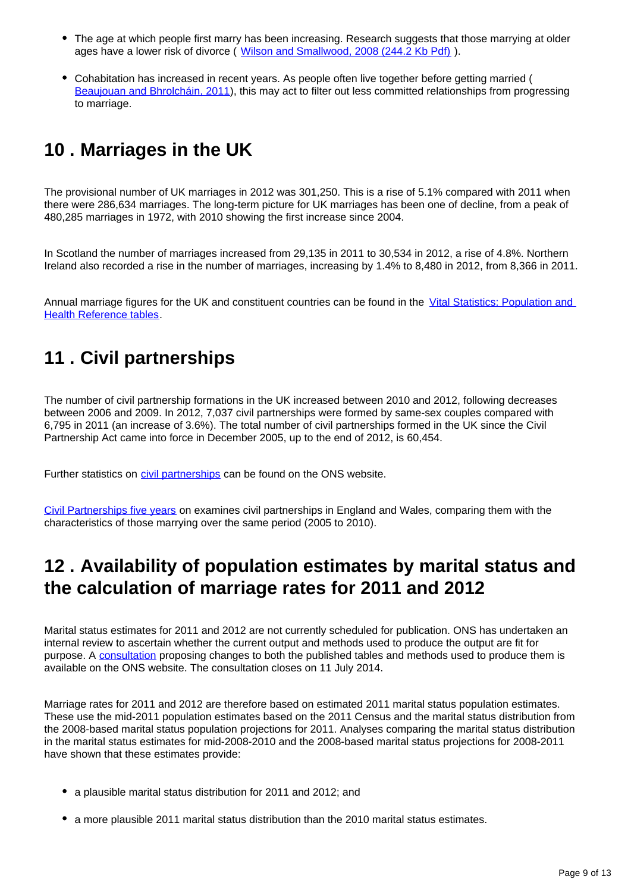- The age at which people first marry has been increasing. Research suggests that those marrying at older ages have a lower risk of divorce ( [Wilson and Smallwood, 2008 (244.2 Kb Pdf)](#) ).

- Cohabitation has increased in recent years. As people often live together before getting married ( [Beaujouan and Bhrolcháin, 2011](#)), this may act to filter out less committed relationships from progressing to marriage.

## 10 . Marriages in the UK

The provisional number of UK marriages in 2012 was 301,250. This is a rise of 5.1% compared with 2011 when there were 286,634 marriages. The long-term picture for UK marriages has been one of decline, from a peak of 480,285 marriages in 1972, with 2010 showing the first increase since 2004.

In Scotland the number of marriages increased from 29,135 in 2011 to 30,534 in 2012, a rise of 4.8%. Northern Ireland also recorded a rise in the number of marriages, increasing by 1.4% to 8,480 in 2012, from 8,366 in 2011.

Annual marriage figures for the UK and constituent countries can be found in the [Vital Statistics: Population and Health Reference tables](#).

## 11 . Civil partnerships

The number of civil partnership formations in the UK increased between 2010 and 2012, following decreases between 2006 and 2009. In 2012, 7,037 civil partnerships were formed by same-sex couples compared with 6,795 in 2011 (an increase of 3.6%). The total number of civil partnerships formed in the UK since the Civil Partnership Act came into force in December 2005, up to the end of 2012, is 60,454.

Further statistics on [civil partnerships](#) can be found on the ONS website.

[Civil Partnerships five years](#) on examines civil partnerships in England and Wales, comparing them with the characteristics of those marrying over the same period (2005 to 2010).

## 12 . Availability of population estimates by marital status and the calculation of marriage rates for 2011 and 2012

Marital status estimates for 2011 and 2012 are not currently scheduled for publication. ONS has undertaken an internal review to ascertain whether the current output and methods used to produce the output are fit for purpose. A [consultation](#) proposing changes to both the published tables and methods used to produce them is available on the ONS website. The consultation closes on 11 July 2014.

Marriage rates for 2011 and 2012 are therefore based on estimated 2011 marital status population estimates. These use the mid-2011 population estimates based on the 2011 Census and the marital status distribution from the 2008-based marital status population projections for 2011. Analyses comparing the marital status distribution in the marital status estimates for mid-2008-2010 and the 2008-based marital status projections for 2008-2011 have shown that these estimates provide:

- a plausible marital status distribution for 2011 and 2012; and

- a more plausible 2011 marital status distribution than the 2010 marital status estimates.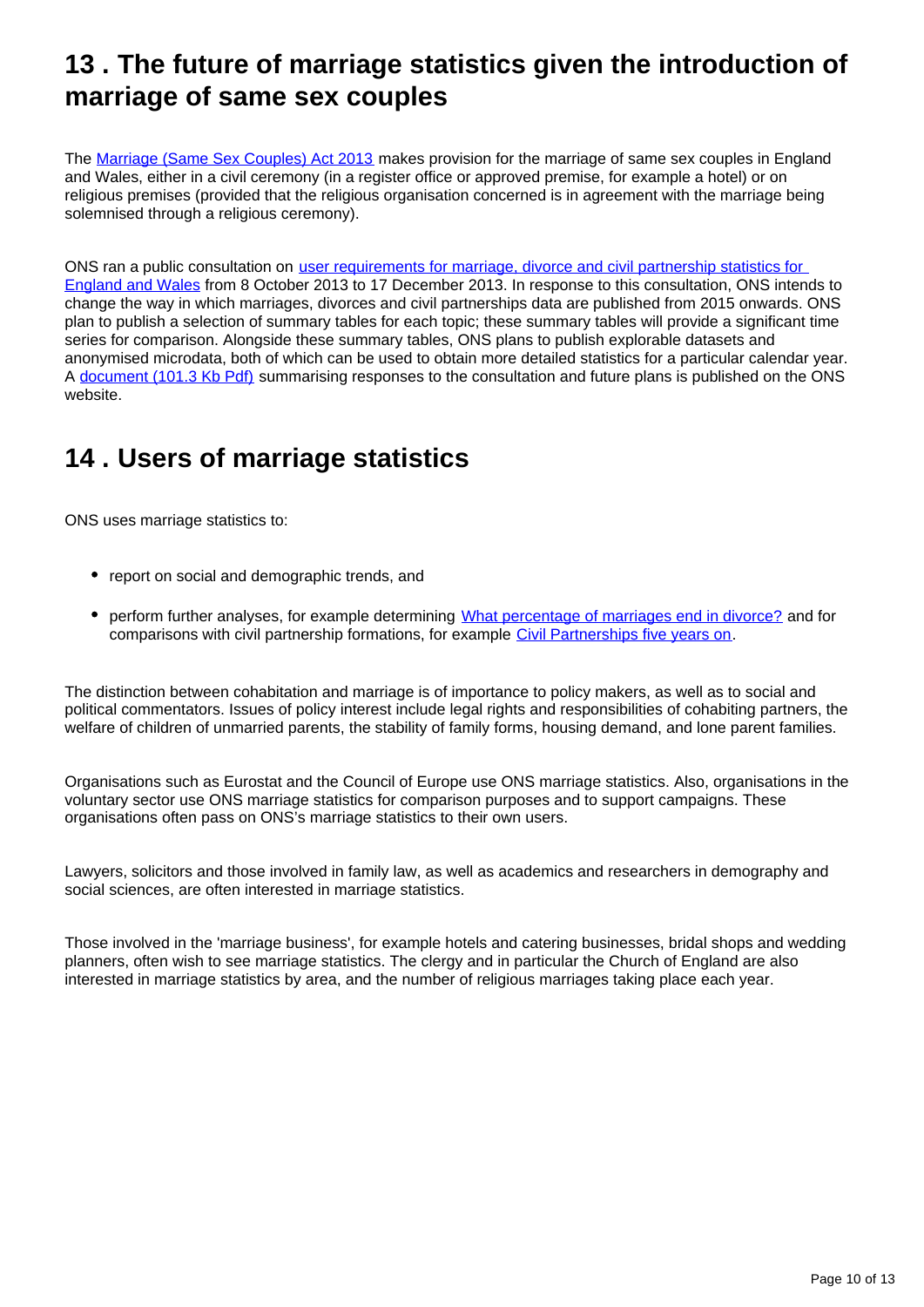## 13 . The future of marriage statistics given the introduction of marriage of same sex couples

The Marriage (Same Sex Couples) Act 2013 makes provision for the marriage of same sex couples in England and Wales, either in a civil ceremony (in a register office or approved premise, for example a hotel) or on religious premises (provided that the religious organisation concerned is in agreement with the marriage being solemnised through a religious ceremony).

ONS ran a public consultation on user requirements for marriage, divorce and civil partnership statistics for England and Wales from 8 October 2013 to 17 December 2013. In response to this consultation, ONS intends to change the way in which marriages, divorces and civil partnerships data are published from 2015 onwards. ONS plan to publish a selection of summary tables for each topic; these summary tables will provide a significant time series for comparison. Alongside these summary tables, ONS plans to publish explorable datasets and anonymised microdata, both of which can be used to obtain more detailed statistics for a particular calendar year. A document (101.3 Kb Pdf) summarising responses to the consultation and future plans is published on the ONS website.

## 14 . Users of marriage statistics

ONS uses marriage statistics to:

- report on social and demographic trends, and
- perform further analyses, for example determining What percentage of marriages end in divorce? and for comparisons with civil partnership formations, for example Civil Partnerships five years on.

The distinction between cohabitation and marriage is of importance to policy makers, as well as to social and political commentators. Issues of policy interest include legal rights and responsibilities of cohabiting partners, the welfare of children of unmarried parents, the stability of family forms, housing demand, and lone parent families.

Organisations such as Eurostat and the Council of Europe use ONS marriage statistics. Also, organisations in the voluntary sector use ONS marriage statistics for comparison purposes and to support campaigns. These organisations often pass on ONS's marriage statistics to their own users.

Lawyers, solicitors and those involved in family law, as well as academics and researchers in demography and social sciences, are often interested in marriage statistics.

Those involved in the 'marriage business', for example hotels and catering businesses, bridal shops and wedding planners, often wish to see marriage statistics. The clergy and in particular the Church of England are also interested in marriage statistics by area, and the number of religious marriages taking place each year.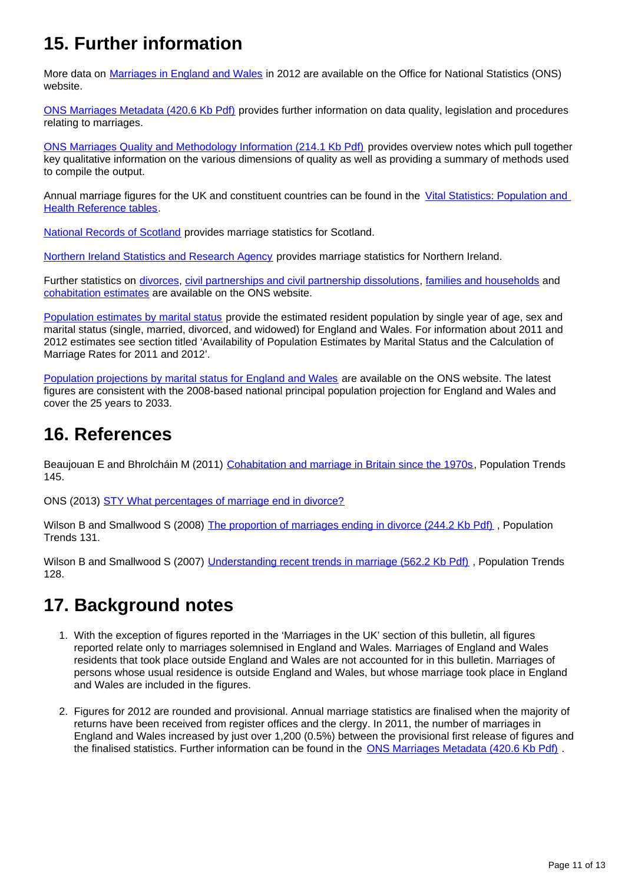## 15. Further information

More data on Marriages in England and Wales in 2012 are available on the Office for National Statistics (ONS) website.

ONS Marriages Metadata (420.6 Kb Pdf) provides further information on data quality, legislation and procedures relating to marriages.

ONS Marriages Quality and Methodology Information (214.1 Kb Pdf) provides overview notes which pull together key qualitative information on the various dimensions of quality as well as providing a summary of methods used to compile the output.

Annual marriage figures for the UK and constituent countries can be found in the Vital Statistics: Population and Health Reference tables.

National Records of Scotland provides marriage statistics for Scotland.

Northern Ireland Statistics and Research Agency provides marriage statistics for Northern Ireland.

Further statistics on divorces, civil partnerships and civil partnership dissolutions, families and households and cohabitation estimates are available on the ONS website.

Population estimates by marital status provide the estimated resident population by single year of age, sex and marital status (single, married, divorced, and widowed) for England and Wales. For information about 2011 and 2012 estimates see section titled 'Availability of Population Estimates by Marital Status and the Calculation of Marriage Rates for 2011 and 2012'.

Population projections by marital status for England and Wales are available on the ONS website. The latest figures are consistent with the 2008-based national principal population projection for England and Wales and cover the 25 years to 2033.

## 16. References

Beaujouan E and Bhrolcháin M (2011) Cohabitation and marriage in Britain since the 1970s, Population Trends 145.

ONS (2013) STY What percentages of marriage end in divorce?

Wilson B and Smallwood S (2008) The proportion of marriages ending in divorce (244.2 Kb Pdf) , Population Trends 131.

Wilson B and Smallwood S (2007) Understanding recent trends in marriage (562.2 Kb Pdf) , Population Trends 128.

## 17. Background notes

1. With the exception of figures reported in the 'Marriages in the UK' section of this bulletin, all figures reported relate only to marriages solemnised in England and Wales. Marriages of England and Wales residents that took place outside England and Wales are not accounted for in this bulletin. Marriages of persons whose usual residence is outside England and Wales, but whose marriage took place in England and Wales are included in the figures.

2. Figures for 2012 are rounded and provisional. Annual marriage statistics are finalised when the majority of returns have been received from register offices and the clergy. In 2011, the number of marriages in England and Wales increased by just over 1,200 (0.5%) between the provisional first release of figures and the finalised statistics. Further information can be found in the ONS Marriages Metadata (420.6 Kb Pdf) .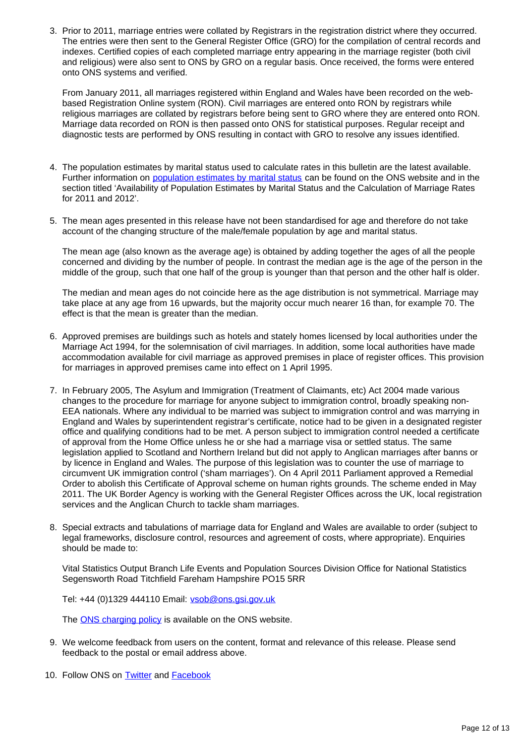3. Prior to 2011, marriage entries were collated by Registrars in the registration district where they occurred. The entries were then sent to the General Register Office (GRO) for the compilation of central records and indexes. Certified copies of each completed marriage entry appearing in the marriage register (both civil and religious) were also sent to ONS by GRO on a regular basis. Once received, the forms were entered onto ONS systems and verified.

   From January 2011, all marriages registered within England and Wales have been recorded on the web-based Registration Online system (RON). Civil marriages are entered onto RON by registrars while religious marriages are collated by registrars before being sent to GRO where they are entered onto RON. Marriage data recorded on RON is then passed onto ONS for statistical purposes. Regular receipt and diagnostic tests are performed by ONS resulting in contact with GRO to resolve any issues identified.

4. The population estimates by marital status used to calculate rates in this bulletin are the latest available. Further information on [population estimates by marital status]() can be found on the ONS website and in the section titled 'Availability of Population Estimates by Marital Status and the Calculation of Marriage Rates for 2011 and 2012'.

5. The mean ages presented in this release have not been standardised for age and therefore do not take account of the changing structure of the male/female population by age and marital status.

   The mean age (also known as the average age) is obtained by adding together the ages of all the people concerned and dividing by the number of people. In contrast the median age is the age of the person in the middle of the group, such that one half of the group is younger than that person and the other half is older.

   The median and mean ages do not coincide here as the age distribution is not symmetrical. Marriage may take place at any age from 16 upwards, but the majority occur much nearer 16 than, for example 70. The effect is that the mean is greater than the median.

6. Approved premises are buildings such as hotels and stately homes licensed by local authorities under the Marriage Act 1994, for the solemnisation of civil marriages. In addition, some local authorities have made accommodation available for civil marriage as approved premises in place of register offices. This provision for marriages in approved premises came into effect on 1 April 1995.

7. In February 2005, The Asylum and Immigration (Treatment of Claimants, etc) Act 2004 made various changes to the procedure for marriage for anyone subject to immigration control, broadly speaking non-EEA nationals. Where any individual to be married was subject to immigration control and was marrying in England and Wales by superintendent registrar's certificate, notice had to be given in a designated register office and qualifying conditions had to be met. A person subject to immigration control needed a certificate of approval from the Home Office unless he or she had a marriage visa or settled status. The same legislation applied to Scotland and Northern Ireland but did not apply to Anglican marriages after banns or by licence in England and Wales. The purpose of this legislation was to counter the use of marriage to circumvent UK immigration control ('sham marriages'). On 4 April 2011 Parliament approved a Remedial Order to abolish this Certificate of Approval scheme on human rights grounds. The scheme ended in May 2011. The UK Border Agency is working with the General Register Offices across the UK, local registration services and the Anglican Church to tackle sham marriages.

8. Special extracts and tabulations of marriage data for England and Wales are available to order (subject to legal frameworks, disclosure control, resources and agreement of costs, where appropriate). Enquiries should be made to:

   Vital Statistics Output Branch Life Events and Population Sources Division Office for National Statistics Segensworth Road Titchfield Fareham Hampshire PO15 5RR

   Tel: +44 (0)1329 444110 Email: [vsob@ons.gsi.gov.uk](mailto:vsob@ons.gsi.gov.uk)

   The [ONS charging policy]() is available on the ONS website.

9. We welcome feedback from users on the content, format and relevance of this release. Please send feedback to the postal or email address above.

10. Follow ONS on [Twitter]() and [Facebook]()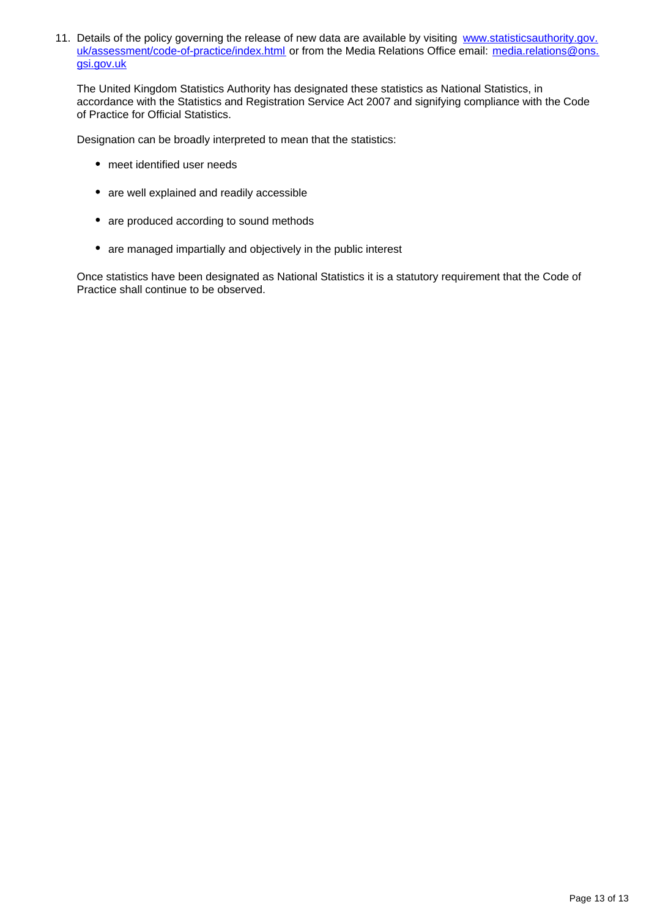11. Details of the policy governing the release of new data are available by visiting [www.statisticsauthority.gov.uk/assessment/code-of-practice/index.html](http://www.statisticsauthority.gov.uk/assessment/code-of-practice/index.html) or from the Media Relations Office email: [media.relations@ons.gsi.gov.uk](mailto:media.relations@ons.gsi.gov.uk)

    The United Kingdom Statistics Authority has designated these statistics as National Statistics, in accordance with the Statistics and Registration Service Act 2007 and signifying compliance with the Code of Practice for Official Statistics.

    Designation can be broadly interpreted to mean that the statistics:

    - meet identified user needs
    - are well explained and readily accessible
    - are produced according to sound methods
    - are managed impartially and objectively in the public interest

    Once statistics have been designated as National Statistics it is a statutory requirement that the Code of Practice shall continue to be observed.